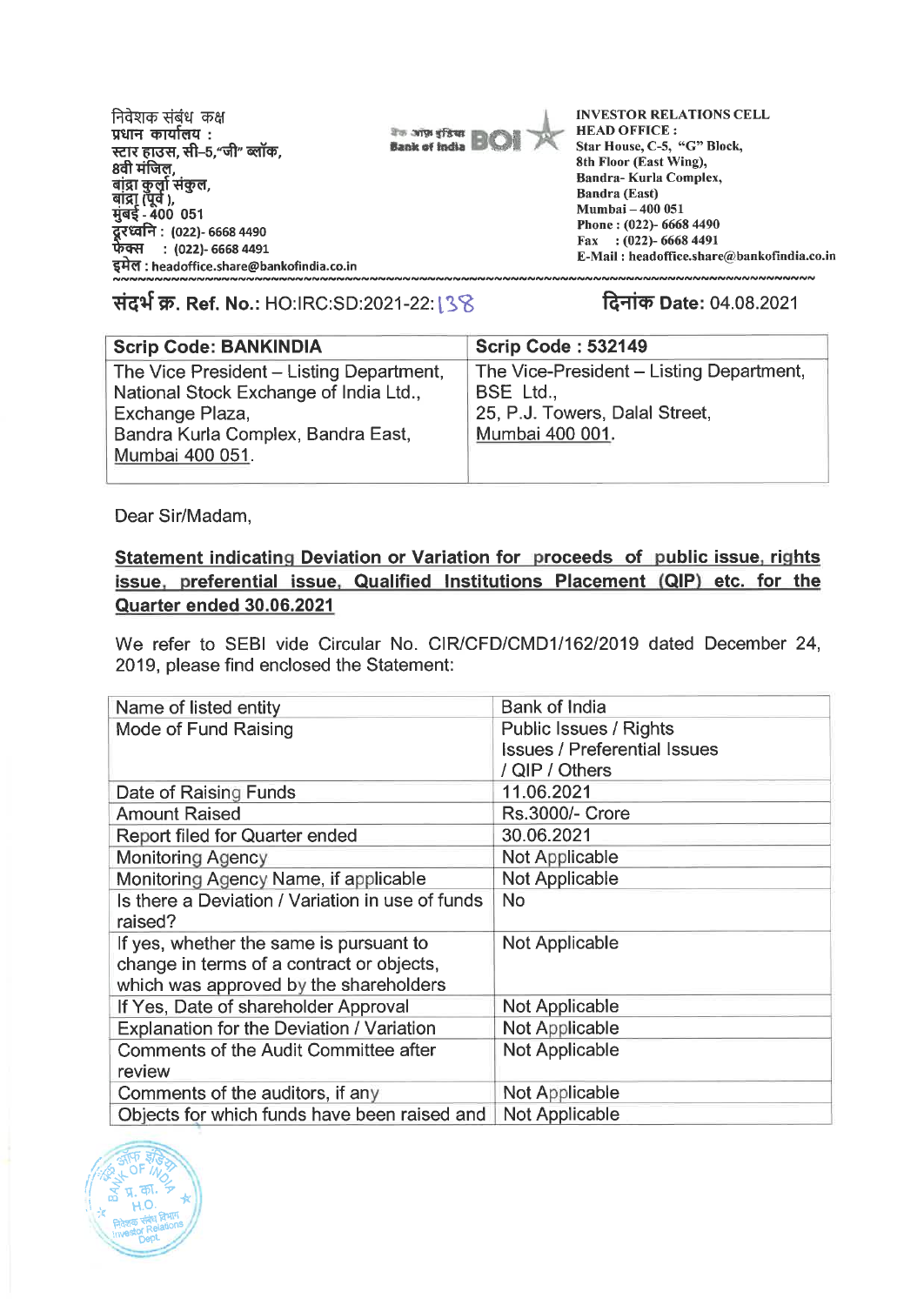निवेशक संबंध कक्ष
प्रधान कार्यालय :
स्टार हाउस, सी–5,"जी" ब्लॉक,
8वी मंजिल,
बांद्रा कुर्ला संकुल,
बांद्रा (पूर्व ),
मुंबई - 400 051
दूरध्वनि : (022)- 6668 4490
फेक्स : (022)- 6668 4491
इमेल : headoffice.share@bankofindia.co.in

बैंक ऑफ़ इंडिया Bank of India BOI

**INVESTOR RELATIONS CELL**
**HEAD OFFICE :**
**Star House, C-5, "G" Block,**
**8th Floor (East Wing),**
**Bandra- Kurla Complex,**
**Bandra (East)**
**Mumbai – 400 051**
**Phone : (022)- 6668 4490**
**Fax : (022)- 6668 4491**
**E-Mail : headoffice.share@bankofindia.co.in**

**संदर्भ क्र. Ref. No.:** HO:IRC:SD:2021-22:138 **दिनांक Date:** 04.08.2021

| **Scrip Code: BANKINDIA** | **Scrip Code : 532149** |
|---|---|
| The Vice President – Listing Department,<br>National Stock Exchange of India Ltd.,<br>Exchange Plaza,<br>Bandra Kurla Complex, Bandra East,<br>Mumbai 400 051. | The Vice-President – Listing Department,<br>BSE Ltd.,<br>25, P.J. Towers, Dalal Street,<br>Mumbai 400 001. |

Dear Sir/Madam,

**Statement indicating Deviation or Variation for proceeds of public issue, rights issue, preferential issue, Qualified Institutions Placement (QIP) etc. for the Quarter ended 30.06.2021**

We refer to SEBI vide Circular No. CIR/CFD/CMD1/162/2019 dated December 24, 2019, please find enclosed the Statement:

| | |
|---|---|
| Name of listed entity | Bank of India |
| Mode of Fund Raising | Public Issues / Rights Issues / Preferential Issues / QIP / Others |
| Date of Raising Funds | 11.06.2021 |
| Amount Raised | Rs.3000/- Crore |
| Report filed for Quarter ended | 30.06.2021 |
| Monitoring Agency | Not Applicable |
| Monitoring Agency Name, if applicable | Not Applicable |
| Is there a Deviation / Variation in use of funds raised? | No |
| If yes, whether the same is pursuant to change in terms of a contract or objects, which was approved by the shareholders | Not Applicable |
| If Yes, Date of shareholder Approval | Not Applicable |
| Explanation for the Deviation / Variation | Not Applicable |
| Comments of the Audit Committee after review | Not Applicable |
| Comments of the auditors, if any | Not Applicable |
| Objects for which funds have been raised and | Not Applicable |

बैंक ऑफ इंडिया BANK OF INDIA प्र. का. H.O. निवेशक संबंध विभाग Investor Relations Dept.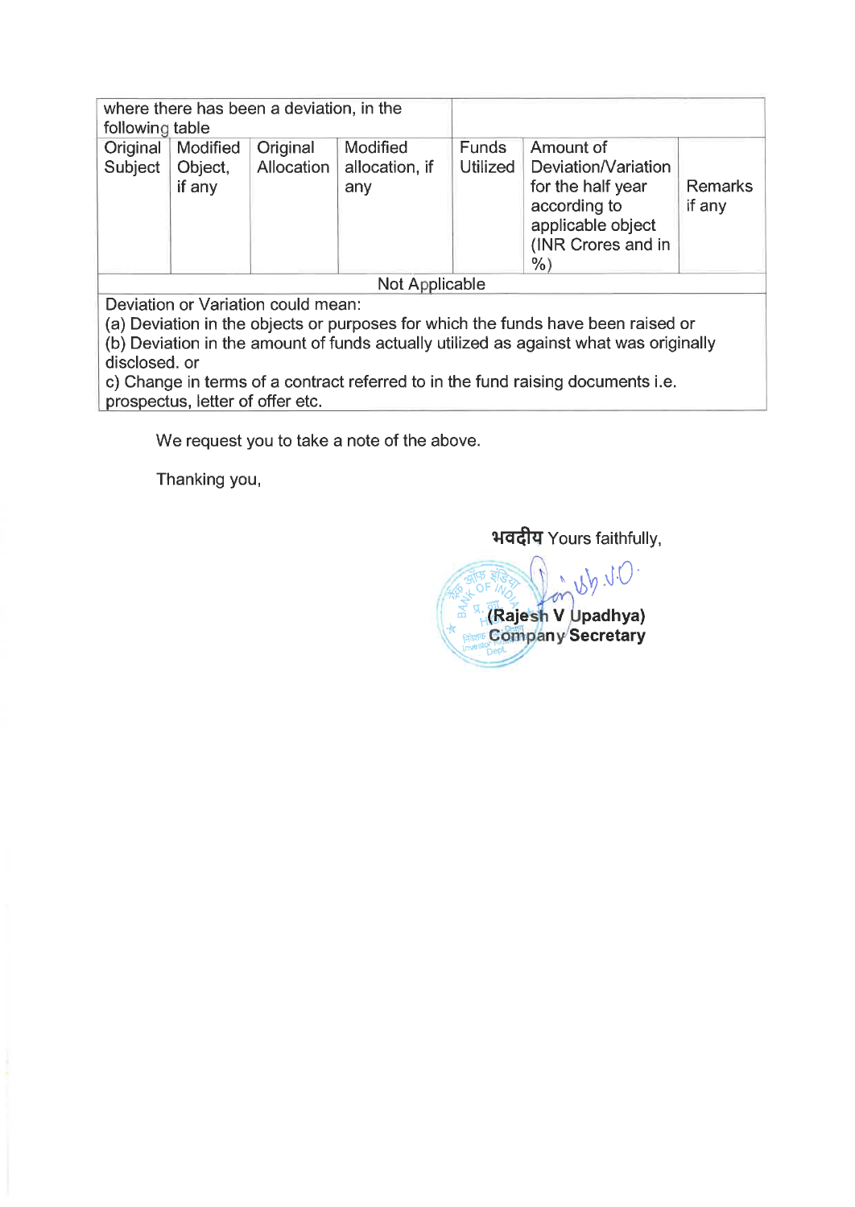| where there has been a deviation, in the following table | | | | | | |
|---|---|---|---|---|---|---|
| Original Subject | Modified Object, if any | Original Allocation | Modified allocation, if any | Funds Utilized | Amount of Deviation/Variation for the half year according to applicable object (INR Crores and in %) | Remarks if any |
| Not Applicable | | | | | | |

Deviation or Variation could mean:

(a) Deviation in the objects or purposes for which the funds have been raised or

(b) Deviation in the amount of funds actually utilized as against what was originally disclosed. or

c) Change in terms of a contract referred to in the fund raising documents i.e. prospectus, letter of offer etc.

We request you to take a note of the above.

Thanking you,

भवदीय Yours faithfully,

**(Rajesh V Upadhya)**
**Company Secretary**